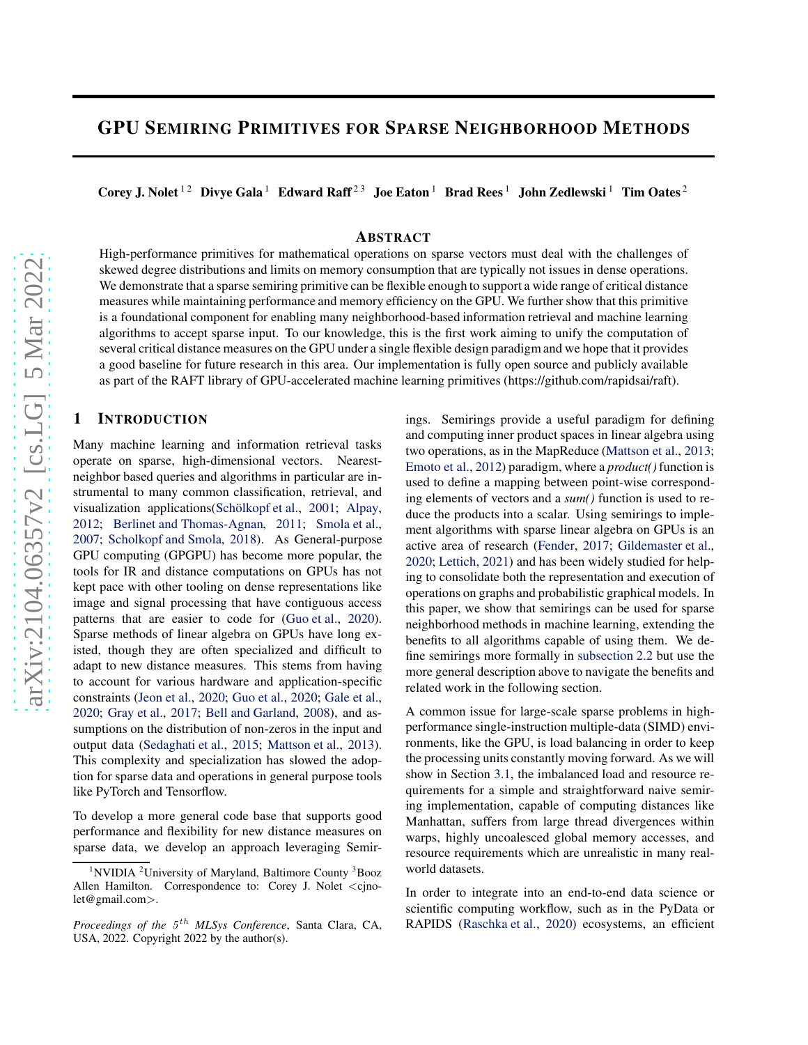# GPU Semiring Primitives for Sparse Neighborhood Methods

**Corey J. Nolet** [1,2] **Divye Gala** [1] **Edward Raff** [2,3] **Joe Eaton** [1] **Brad Rees** [1] **John Zedlewski** [1] **Tim Oates** [2]

## Abstract

High-performance primitives for mathematical operations on sparse vectors must deal with the challenges of skewed degree distributions and limits on memory consumption that are typically not issues in dense operations. We demonstrate that a sparse semiring primitive can be flexible enough to support a wide range of critical distance measures while maintaining performance and memory efficiency on the GPU. We further show that this primitive is a foundational component for enabling many neighborhood-based information retrieval and machine learning algorithms to accept sparse input. To our knowledge, this is the first work aiming to unify the computation of several critical distance measures on the GPU under a single flexible design paradigm and we hope that it provides a good baseline for future research in this area. Our implementation is fully open source and publicly available as part of the RAFT library of GPU-accelerated machine learning primitives (https://github.com/rapidsai/raft).

## 1 Introduction

Many machine learning and information retrieval tasks operate on sparse, high-dimensional vectors. Nearest-neighbor based queries and algorithms in particular are instrumental to many common classification, retrieval, and visualization applications(Schölkopf et al., 2001; Alpay, 2012; Berlinet and Thomas-Agnan, 2011; Smola et al., 2007; Scholkopf and Smola, 2018). As General-purpose GPU computing (GPGPU) has become more popular, the tools for IR and distance computations on GPUs has not kept pace with other tooling on dense representations like image and signal processing that have contiguous access patterns that are easier to code for (Guo et al., 2020). Sparse methods of linear algebra on GPUs have long existed, though they are often specialized and difficult to adapt to new distance measures. This stems from having to account for various hardware and application-specific constraints (Jeon et al., 2020; Guo et al., 2020; Gale et al., 2020; Gray et al., 2017; Bell and Garland, 2008), and assumptions on the distribution of non-zeros in the input and output data (Sedaghati et al., 2015; Mattson et al., 2013). This complexity and specialization has slowed the adoption for sparse data and operations in general purpose tools like PyTorch and Tensorflow.

To develop a more general code base that supports good performance and flexibility for new distance measures on sparse data, we develop an approach leveraging Semirings. Semirings provide a useful paradigm for defining and computing inner product spaces in linear algebra using two operations, as in the MapReduce (Mattson et al., 2013; Emoto et al., 2012) paradigm, where a *product()* function is used to define a mapping between point-wise corresponding elements of vectors and a *sum()* function is used to reduce the products into a scalar. Using semirings to implement algorithms with sparse linear algebra on GPUs is an active area of research (Fender, 2017; Gildemaster et al., 2020; Lettich, 2021) and has been widely studied for helping to consolidate both the representation and execution of operations on graphs and probabilistic graphical models. In this paper, we show that semirings can be used for sparse neighborhood methods in machine learning, extending the benefits to all algorithms capable of using them. We define semirings more formally in subsection 2.2 but use the more general description above to navigate the benefits and related work in the following section.

A common issue for large-scale sparse problems in high-performance single-instruction multiple-data (SIMD) environments, like the GPU, is load balancing in order to keep the processing units constantly moving forward. As we will show in Section 3.1, the imbalanced load and resource requirements for a simple and straightforward naive semiring implementation, capable of computing distances like Manhattan, suffers from large thread divergences within warps, highly uncoalesced global memory accesses, and resource requirements which are unrealistic in many real-world datasets.

In order to integrate into an end-to-end data science or scientific computing workflow, such as in the PyData or RAPIDS (Raschka et al., 2020) ecosystems, an efficient

[1]NVIDIA [2]University of Maryland, Baltimore County [3]Booz Allen Hamilton. Correspondence to: Corey J. Nolet <cjnolet@gmail.com>.

*Proceedings of the 5th MLSys Conference*, Santa Clara, CA, USA, 2022. Copyright 2022 by the author(s).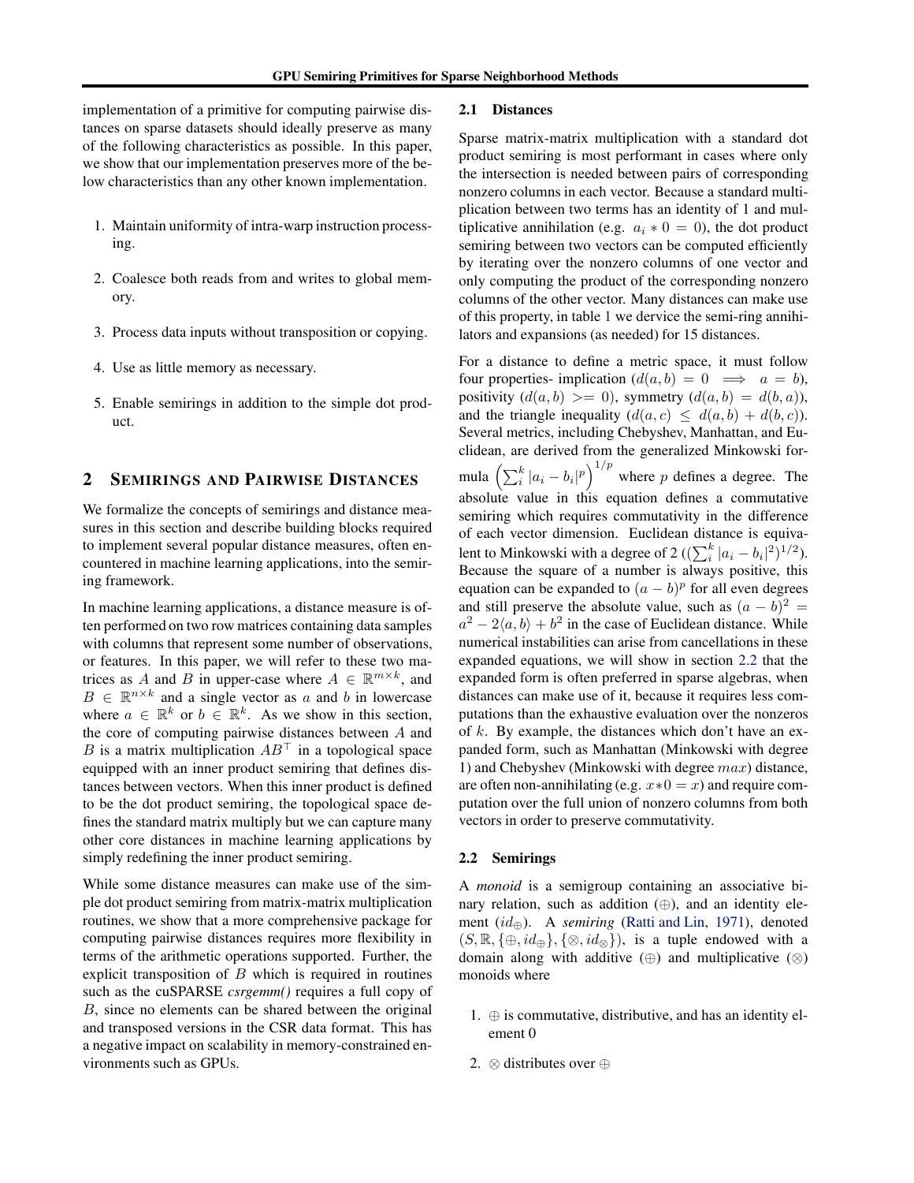implementation of a primitive for computing pairwise distances on sparse datasets should ideally preserve as many of the following characteristics as possible. In this paper, we show that our implementation preserves more of the below characteristics than any other known implementation.

1. Maintain uniformity of intra-warp instruction processing.
2. Coalesce both reads from and writes to global memory.
3. Process data inputs without transposition or copying.
4. Use as little memory as necessary.
5. Enable semirings in addition to the simple dot product.

## 2 Semirings and Pairwise Distances

We formalize the concepts of semirings and distance measures in this section and describe building blocks required to implement several popular distance measures, often encountered in machine learning applications, into the semiring framework.

In machine learning applications, a distance measure is often performed on two row matrices containing data samples with columns that represent some number of observations, or features. In this paper, we will refer to these two matrices as $A$ and $B$ in upper-case where $A \in \mathbb{R}^{m \times k}$, and $B \in \mathbb{R}^{n \times k}$ and a single vector as $a$ and $b$ in lowercase where $a \in \mathbb{R}^k$ or $b \in \mathbb{R}^k$. As we show in this section, the core of computing pairwise distances between $A$ and $B$ is a matrix multiplication $AB^\top$ in a topological space equipped with an inner product semiring that defines distances between vectors. When this inner product is defined to be the dot product semiring, the topological space defines the standard matrix multiply but we can capture many other core distances in machine learning applications by simply redefining the inner product semiring.

While some distance measures can make use of the simple dot product semiring from matrix-matrix multiplication routines, we show that a more comprehensive package for computing pairwise distances requires more flexibility in terms of the arithmetic operations supported. Further, the explicit transposition of $B$ which is required in routines such as the cuSPARSE *csrgemm()* requires a full copy of $B$, since no elements can be shared between the original and transposed versions in the CSR data format. This has a negative impact on scalability in memory-constrained environments such as GPUs.

### 2.1 Distances

Sparse matrix-matrix multiplication with a standard dot product semiring is most performant in cases where only the intersection is needed between pairs of corresponding nonzero columns in each vector. Because a standard multiplication between two terms has an identity of 1 and multiplicative annihilation (e.g. $a_i * 0 = 0$), the dot product semiring between two vectors can be computed efficiently by iterating over the nonzero columns of one vector and only computing the product of the corresponding nonzero columns of the other vector. Many distances can make use of this property, in table 1 we dervice the semi-ring annihilators and expansions (as needed) for 15 distances.

For a distance to define a metric space, it must follow four properties- implication ($d(a, b) = 0 \implies a = b$), positivity ($d(a, b) >= 0$), symmetry ($d(a, b) = d(b, a)$), and the triangle inequality ($d(a, c) \leq d(a, b) + d(b, c)$). Several metrics, including Chebyshev, Manhattan, and Euclidean, are derived from the generalized Minkowski formula $\left(\sum_i^k |a_i - b_i|^p\right)^{1/p}$ where $p$ defines a degree. The absolute value in this equation defines a commutative semiring which requires commutativity in the difference of each vector dimension. Euclidean distance is equivalent to Minkowski with a degree of 2 ($(\sum_i^k |a_i - b_i|^2)^{1/2}$). Because the square of a number is always positive, this equation can be expanded to $(a - b)^p$ for all even degrees and still preserve the absolute value, such as $(a - b)^2 = a^2 - 2\langle a, b \rangle + b^2$ in the case of Euclidean distance. While numerical instabilities can arise from cancellations in these expanded equations, we will show in section 2.2 that the expanded form is often preferred in sparse algebras, when distances can make use of it, because it requires less computations than the exhaustive evaluation over the nonzeros of $k$. By example, the distances which don't have an expanded form, such as Manhattan (Minkowski with degree 1) and Chebyshev (Minkowski with degree $max$) distance, are often non-annihilating (e.g. $x * 0 = x$) and require computation over the full union of nonzero columns from both vectors in order to preserve commutativity.

### 2.2 Semirings

A *monoid* is a semigroup containing an associative binary relation, such as addition ($\oplus$), and an identity element ($id_\oplus$). A *semiring* (Ratti and Lin, 1971), denoted $(S, \mathbb{R}, \{\oplus, id_\oplus\}, \{\otimes, id_\otimes\})$, is a tuple endowed with a domain along with additive ($\oplus$) and multiplicative ($\otimes$) monoids where

1. $\oplus$ is commutative, distributive, and has an identity element 0
2. $\otimes$ distributes over $\oplus$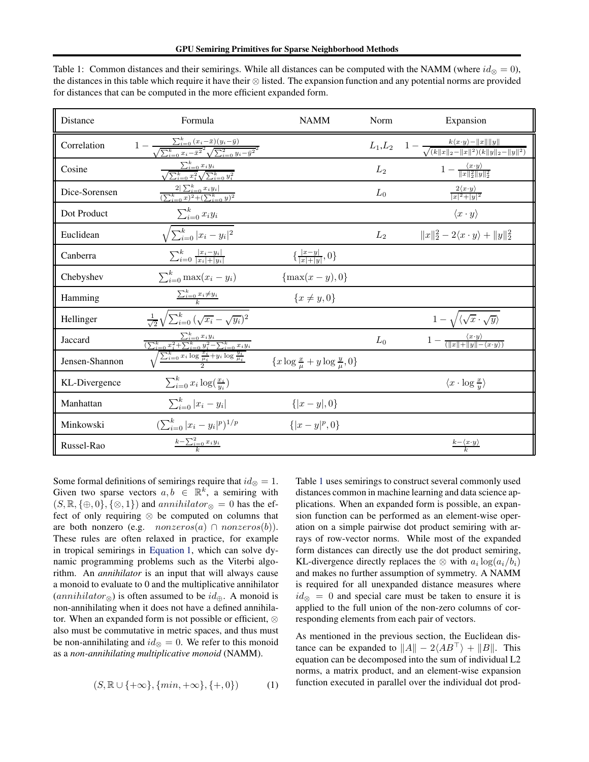Table 1: Common distances and their semirings. While all distances can be computed with the NAMM (where $id_\otimes = 0$), the distances in this table which require it have their $\otimes$ listed. The expansion function and any potential norms are provided for distances that can be computed in the more efficient expanded form.

| Distance | Formula | NAMM | Norm | Expansion |
|---|---|---|---|---|
| Correlation | $1 - \frac{\sum_{i=0}^{k}(x_i - \bar{x})(y_i - \bar{y})}{\sqrt{\sum_{i=0}^{k} x_i - \bar{x}^2}^2 \sqrt{\sum_{i=0}^{2} y_i - \bar{y}^2}^2}$ | | $L_1$,$L_2$ | $1 - \frac{k\langle x \cdot y \rangle - \|x\|\|y\|}{\sqrt{(k\|x\|_2 - \|x\|^2)(k\|y\|_2 - \|y\|^2)}}$ |
| Cosine | $\frac{\sum_{i=0}^{k} x_i y_i}{\sqrt{\sum_{i=0}^{k} x_i^2}\sqrt{\sum_{i=0}^{k} y_i^2}}$ | | $L_2$ | $1 - \frac{\langle x \cdot y \rangle}{\|x\|_2^2 \|y\|_2^2}$ |
| Dice-Sorensen | $\frac{2\|\sum_{i=0}^{k} x_i y_i\|}{(\sum_{i=0}^{k} x)^2 + (\sum_{i=0}^{k} y)^2}$ | | $L_0$ | $\frac{2\langle x \cdot y \rangle}{\|x\|^2 + \|y\|^2}$ |
| Dot Product | $\sum_{i=0}^{k} x_i y_i$ | | | $\langle x \cdot y \rangle$ |
| Euclidean | $\sqrt{\sum_{i=0}^{k} \|x_i - y_i\|^2}$ | | $L_2$ | $\|x\|_2^2 - 2\langle x \cdot y \rangle + \|y\|_2^2$ |
| Canberra | $\sum_{i=0}^{k} \frac{\|x_i - y_i\|}{\|x_i\| + \|y_i\|}$ | $\{\frac{\|x-y\|}{\|x\|+\|y\|}, 0\}$ | | |
| Chebyshev | $\sum_{i=0}^{k} \max(x_i - y_i)$ | $\{\max(x-y), 0\}$ | | |
| Hamming | $\frac{\sum_{i=0}^{k} x_i \neq y_i}{k}$ | $\{x \neq y, 0\}$ | | |
| Hellinger | $\frac{1}{\sqrt{2}}\sqrt{\sum_{i=0}^{k}(\sqrt{x_i} - \sqrt{y_i})^2}$ | | | $1 - \sqrt{\langle \sqrt{x} \cdot \sqrt{y} \rangle}$ |
| Jaccard | $\frac{\sum_{i=0}^{k} x_i y_i}{(\sum_{i=0}^{k} x_i^2 + \sum_{i=0}^{k} y_i^2 - \sum_{i=0}^{k} x_i y_i}$ | | $L_0$ | $1 - \frac{\langle x \cdot y \rangle}{(\|x\| + \|y\| - \langle x \cdot y \rangle)}$ |
| Jensen-Shannon | $\sqrt{\frac{\sum_{i=0}^{k} x_i \log \frac{x_i}{\mu_i} + y_i \log \frac{y_i}{\mu_i}}{2}}$ | $\{x \log \frac{x}{\mu} + y \log \frac{y}{\mu}, 0\}$ | | |
| KL-Divergence | $\sum_{i=0}^{k} x_i \log(\frac{x_i}{y_i})$ | | | $\langle x \cdot \log \frac{x}{y} \rangle$ |
| Manhattan | $\sum_{i=0}^{k} \|x_i - y_i\|$ | $\{\|x-y\|, 0\}$ | | |
| Minkowski | $(\sum_{i=0}^{k} \|x_i - y_i\|^p)^{1/p}$ | $\{\|x-y\|^p, 0\}$ | | |
| Russel-Rao | $\frac{k - \sum_{i=0}^{2} x_i y_i}{k}$ | | | $\frac{k - \langle x \cdot y \rangle}{k}$ |

Some formal definitions of semirings require that $id_\otimes = 1$. Given two sparse vectors $a, b \in \mathbb{R}^k$, a semiring with $(S, \mathbb{R}, \{\oplus, 0\}, \{\otimes, 1\})$ and $annihilator_\otimes = 0$ has the effect of only requiring $\otimes$ be computed on columns that are both nonzero (e.g. $nonzeros(a) \cap nonzeros(b)$). These rules are often relaxed in practice, for example in tropical semirings in Equation 1, which can solve dynamic programming problems such as the Viterbi algorithm. An *annihilator* is an input that will always cause a monoid to evaluate to 0 and the multiplicative annihilator ($annihilator_\otimes$) is often assumed to be $id_\oplus$. A monoid is non-annihilating when it does not have a defined annihilator. When an expanded form is not possible or efficient, $\otimes$ also must be commutative in metric spaces, and thus must be non-annihilating and $id_\otimes = 0$. We refer to this monoid as a *non-annihilating multiplicative monoid* (NAMM).

$$(S, \mathbb{R} \cup \{+\infty\}, \{min, +\infty\}, \{+, 0\}) \quad (1)$$

Table 1 uses semirings to construct several commonly used distances common in machine learning and data science applications. When an expanded form is possible, an expansion function can be performed as an element-wise operation on a simple pairwise dot product semiring with arrays of row-vector norms. While most of the expanded form distances can directly use the dot product semiring, KL-divergence directly replaces the $\otimes$ with $a_i \log(a_i/b_i)$ and makes no further assumption of symmetry. A NAMM is required for all unexpanded distance measures where $id_\otimes = 0$ and special care must be taken to ensure it is applied to the full union of the non-zero columns of corresponding elements from each pair of vectors.

As mentioned in the previous section, the Euclidean distance can be expanded to $\|A\| - 2\langle AB^\top \rangle + \|B\|$. This equation can be decomposed into the sum of individual L2 norms, a matrix product, and an element-wise expansion function executed in parallel over the individual dot prod-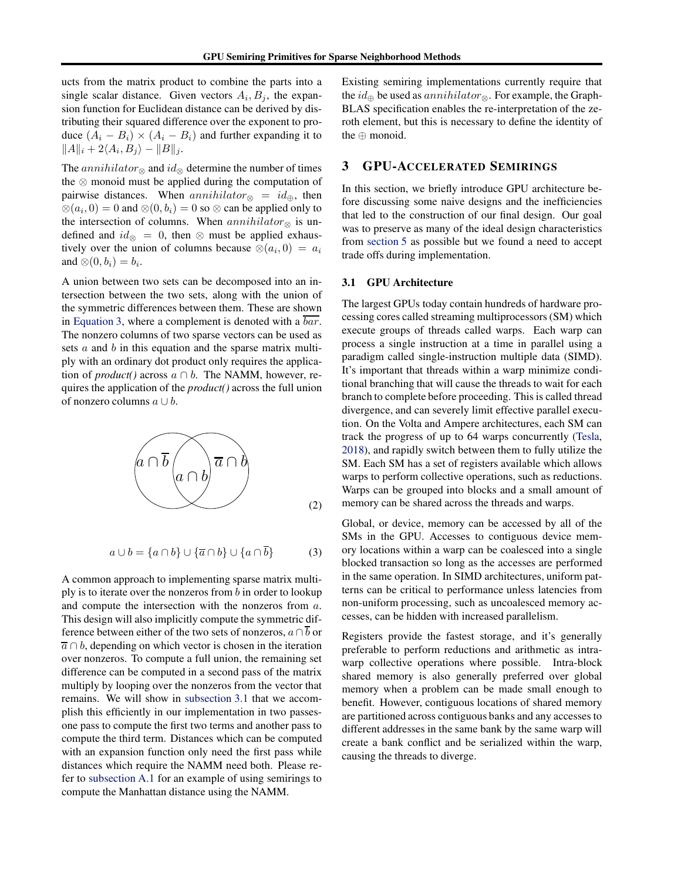ucts from the matrix product to combine the parts into a single scalar distance. Given vectors $A_i, B_j$, the expansion function for Euclidean distance can be derived by distributing their squared difference over the exponent to produce $(A_i - B_i) \times (A_i - B_i)$ and further expanding it to $\|A\|_i + 2\langle A_i, B_j \rangle - \|B\|_j$.

The $annihilator_{\otimes}$ and $id_{\otimes}$ determine the number of times the $\otimes$ monoid must be applied during the computation of pairwise distances. When $annihilator_{\otimes} = id_{\oplus}$, then $\otimes(a_i, 0) = 0$ and $\otimes(0, b_i) = 0$ so $\otimes$ can be applied only to the intersection of columns. When $annihilator_{\otimes}$ is undefined and $id_{\otimes} = 0$, then $\otimes$ must be applied exhaustively over the union of columns because $\otimes(a_i, 0) = a_i$ and $\otimes(0, b_i) = b_i$.

A union between two sets can be decomposed into an intersection between the two sets, along with the union of the symmetric differences between them. These are shown in Equation 3, where a complement is denoted with a $\overline{bar}$. The nonzero columns of two sparse vectors can be used as sets $a$ and $b$ in this equation and the sparse matrix multiply with an ordinary dot product only requires the application of *product()* across $a \cap b$. The NAMM, however, requires the application of the *product()* across the full union of nonzero columns $a \cup b$.

$a \cap \overline{b}$ | $a \cap b$ | $\overline{a} \cap b$ (2)

$$a \cup b = \{a \cap b\} \cup \{\overline{a} \cap b\} \cup \{a \cap \overline{b}\} \quad (3)$$

A common approach to implementing sparse matrix multiply is to iterate over the nonzeros from $b$ in order to lookup and compute the intersection with the nonzeros from $a$. This design will also implicitly compute the symmetric difference between either of the two sets of nonzeros, $a \cap \overline{b}$ or $\overline{a} \cap b$, depending on which vector is chosen in the iteration over nonzeros. To compute a full union, the remaining set difference can be computed in a second pass of the matrix multiply by looping over the nonzeros from the vector that remains. We will show in subsection 3.1 that we accomplish this efficiently in our implementation in two passes-one pass to compute the first two terms and another pass to compute the third term. Distances which can be computed with an expansion function only need the first pass while distances which require the NAMM need both. Please refer to subsection A.1 for an example of using semirings to compute the Manhattan distance using the NAMM.

Existing semiring implementations currently require that the $id_{\oplus}$ be used as $annihilator_{\otimes}$. For example, the GraphBLAS specification enables the re-interpretation of the zeroth element, but this is necessary to define the identity of the $\oplus$ monoid.

## 3 GPU-Accelerated Semirings

In this section, we briefly introduce GPU architecture before discussing some naive designs and the inefficiencies that led to the construction of our final design. Our goal was to preserve as many of the ideal design characteristics from section 5 as possible but we found a need to accept trade offs during implementation.

### 3.1 GPU Architecture

The largest GPUs today contain hundreds of hardware processing cores called streaming multiprocessors (SM) which execute groups of threads called warps. Each warp can process a single instruction at a time in parallel using a paradigm called single-instruction multiple data (SIMD). It's important that threads within a warp minimize conditional branching that will cause the threads to wait for each branch to complete before proceeding. This is called thread divergence, and can severely limit effective parallel execution. On the Volta and Ampere architectures, each SM can track the progress of up to 64 warps concurrently (Tesla, 2018), and rapidly switch between them to fully utilize the SM. Each SM has a set of registers available which allows warps to perform collective operations, such as reductions. Warps can be grouped into blocks and a small amount of memory can be shared across the threads and warps.

Global, or device, memory can be accessed by all of the SMs in the GPU. Accesses to contiguous device memory locations within a warp can be coalesced into a single blocked transaction so long as the accesses are performed in the same operation. In SIMD architectures, uniform patterns can be critical to performance unless latencies from non-uniform processing, such as uncoalesced memory accesses, can be hidden with increased parallelism.

Registers provide the fastest storage, and it's generally preferable to perform reductions and arithmetic as intra-warp collective operations where possible. Intra-block shared memory is also generally preferred over global memory when a problem can be made small enough to benefit. However, contiguous locations of shared memory are partitioned across contiguous banks and any accesses to different addresses in the same bank by the same warp will create a bank conflict and be serialized within the warp, causing the threads to diverge.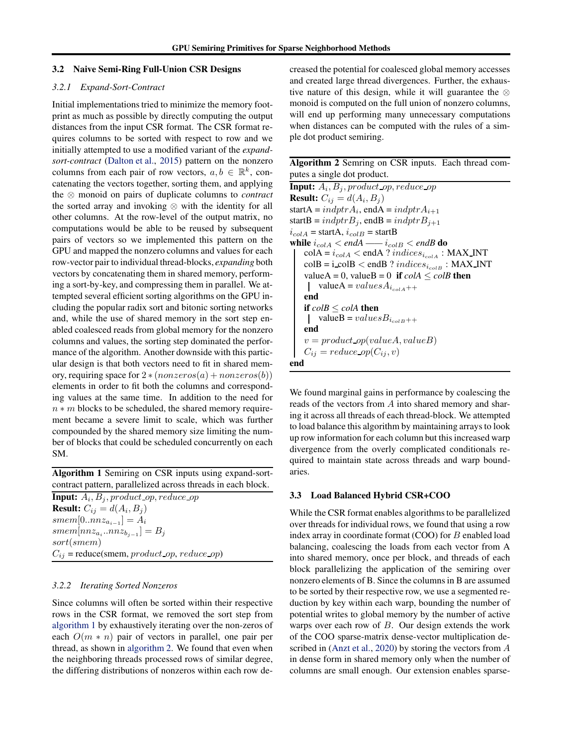### 3.2 Naive Semi-Ring Full-Union CSR Designs

#### 3.2.1 Expand-Sort-Contract

Initial implementations tried to minimize the memory footprint as much as possible by directly computing the output distances from the input CSR format. The CSR format requires columns to be sorted with respect to row and we initially attempted to use a modified variant of the *expand-sort-contract* (Dalton et al., 2015) pattern on the nonzero columns from each pair of row vectors, $a, b \in \mathbb{R}^k$, concatenating the vectors together, sorting them, and applying the $\otimes$ monoid on pairs of duplicate columns to *contract* the sorted array and invoking $\otimes$ with the identity for all other columns. At the row-level of the output matrix, no computations would be able to be reused by subsequent pairs of vectors so we implemented this pattern on the GPU and mapped the nonzero columns and values for each row-vector pair to individual thread-blocks, *expanding* both vectors by concatenating them in shared memory, performing a sort-by-key, and compressing them in parallel. We attempted several efficient sorting algorithms on the GPU including the popular radix sort and bitonic sorting networks and, while the use of shared memory in the sort step enabled coalesced reads from global memory for the nonzero columns and values, the sorting step dominated the performance of the algorithm. Another downside with this particular design is that both vectors need to fit in shared memory, requiring space for $2 * (nonzeros(a) + nonzeros(b))$ elements in order to fit both the columns and corresponding values at the same time. In addition to the need for $n * m$ blocks to be scheduled, the shared memory requirement became a severe limit to scale, which was further compounded by the shared memory size limiting the number of blocks that could be scheduled concurrently on each SM.

**Algorithm 1** Semiring on CSR inputs using expand-sort-contract pattern, parallelized across threads in each block.

```
Input: A_i, B_j, product_op, reduce_op
Result: C_ij = d(A_i, B_j)
smem[0..nnz_{a_{i-1}}] = A_i
smem[nnz_{a_i}..nnz_{b_{j-1}}] = B_j
sort(smem)
C_ij = reduce(smem, product_op, reduce_op)
```

#### 3.2.2 Iterating Sorted Nonzeros

Since columns will often be sorted within their respective rows in the CSR format, we removed the sort step from algorithm 1 by exhaustively iterating over the non-zeros of each $O(m * n)$ pair of vectors in parallel, one pair per thread, as shown in algorithm 2. We found that even when the neighboring threads processed rows of similar degree, the differing distributions of nonzeros within each row decreased the potential for coalesced global memory accesses and created large thread divergences. Further, the exhaustive nature of this design, while it will guarantee the $\otimes$ monoid is computed on the full union of nonzero columns, will end up performing many unnecessary computations when distances can be computed with the rules of a simple dot product semiring.

**Algorithm 2** Semring on CSR inputs. Each thread computes a single dot product.

```
Input: A_i, B_j, product_op, reduce_op
Result: C_ij = d(A_i, B_j)
startA = indptrA_i, endA = indptrA_{i+1}
startB = indptrB_j, endB = indptrB_{j+1}
i_colA = startA, i_colB = startB
while i_colA < endA || i_colB < endB do
    colA = i_colA < endA ? indices_{i_colA} : MAX_INT
    colB = i_colB < endB ? indices_{i_colB} : MAX_INT
    valueA = 0, valueB = 0  if colA ≤ colB then
        valueA = valuesA_{i_colA}++
    end
    if colB ≤ colA then
        valueB = valuesB_{i_colB}++
    end
    v = product_op(valueA, valueB)
    C_ij = reduce_op(C_ij, v)
end
```

We found marginal gains in performance by coalescing the reads of the vectors from $A$ into shared memory and sharing it across all threads of each thread-block. We attempted to load balance this algorithm by maintaining arrays to look up row information for each column but this increased warp divergence from the overly complicated conditionals required to maintain state across threads and warp boundaries.

### 3.3 Load Balanced Hybrid CSR+COO

While the CSR format enables algorithms to be parallelized over threads for individual rows, we found that using a row index array in coordinate format (COO) for $B$ enabled load balancing, coalescing the loads from each vector from A into shared memory, once per block, and threads of each block parallelizing the application of the semiring over nonzero elements of B. Since the columns in B are assumed to be sorted by their respective row, we use a segmented reduction by key within each warp, bounding the number of potential writes to global memory by the number of active warps over each row of $B$. Our design extends the work of the COO sparse-matrix dense-vector multiplication described in (Anzt et al., 2020) by storing the vectors from $A$ in dense form in shared memory only when the number of columns are small enough. Our extension enables sparse-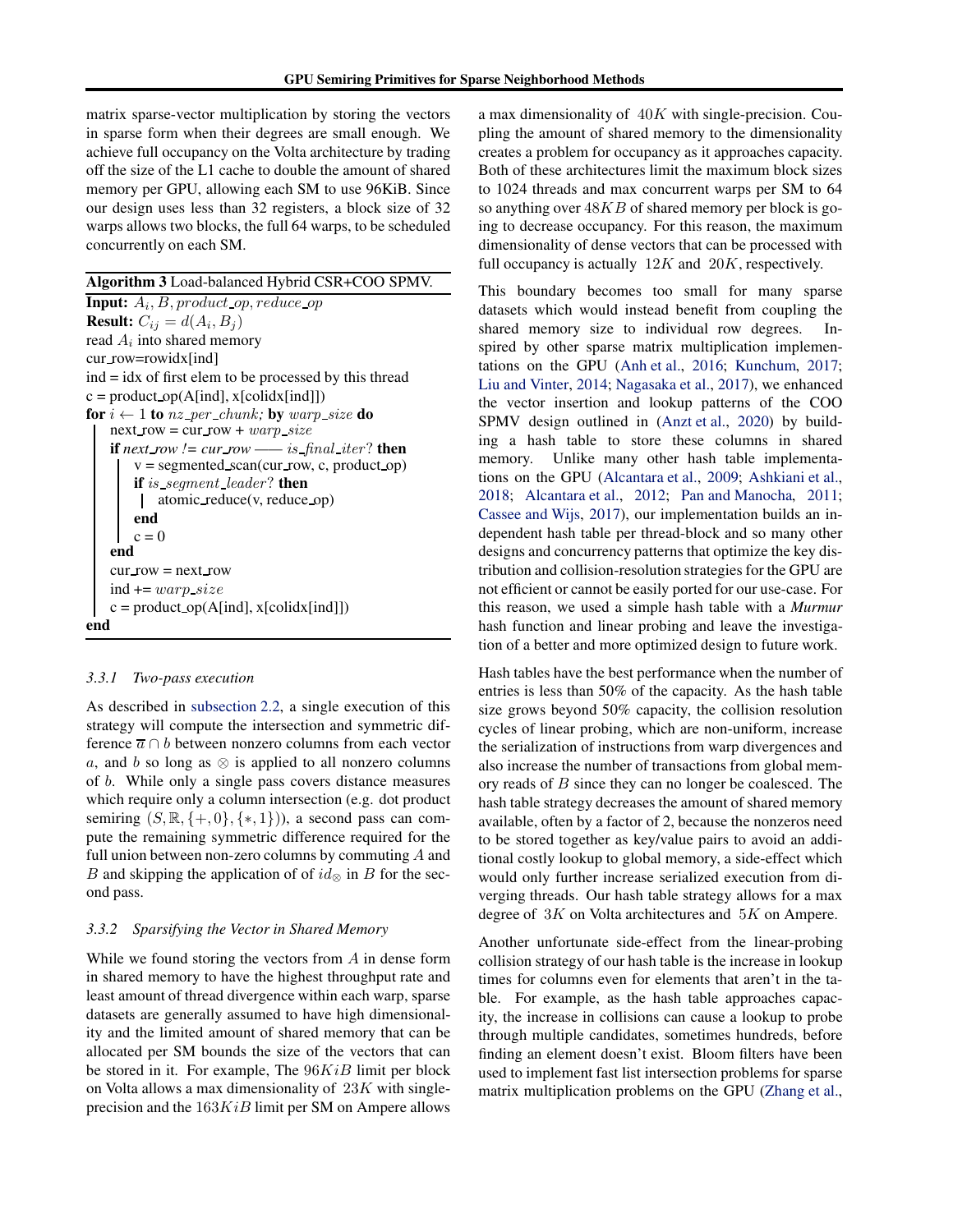matrix sparse-vector multiplication by storing the vectors in sparse form when their degrees are small enough. We achieve full occupancy on the Volta architecture by trading off the size of the L1 cache to double the amount of shared memory per GPU, allowing each SM to use 96KiB. Since our design uses less than 32 registers, a block size of 32 warps allows two blocks, the full 64 warps, to be scheduled concurrently on each SM.

**Algorithm 3** Load-balanced Hybrid CSR+COO SPMV.

```
Input: A_i, B, product_op, reduce_op
Result: C_ij = d(A_i, B_j)
read A_i into shared memory
cur_row=rowidx[ind]
ind = idx of first elem to be processed by this thread
c = product_op(A[ind], x[colidx[ind]])
for i ← 1 to nz_per_chunk; by warp_size do
    next_row = cur_row + warp_size
    if next_row != cur_row —— is_final_iter? then
        v = segmented_scan(cur_row, c, product_op)
        if is_segment_leader? then
            atomic_reduce(v, reduce_op)
        end
        c = 0
    end
    cur_row = next_row
    ind += warp_size
    c = product_op(A[ind], x[colidx[ind]])
end
```

#### 3.3.1 Two-pass execution

As described in subsection 2.2, a single execution of this strategy will compute the intersection and symmetric difference $\overline{a} \cap b$ between nonzero columns from each vector $a$, and $b$ so long as $\otimes$ is applied to all nonzero columns of $b$. While only a single pass covers distance measures which require only a column intersection (e.g. dot product semiring $(S, \mathbb{R}, \{+, 0\}, \{*, 1\})$), a second pass can compute the remaining symmetric difference required for the full union between non-zero columns by commuting $A$ and $B$ and skipping the application of of $id_{\otimes}$ in $B$ for the second pass.

#### 3.3.2 Sparsifying the Vector in Shared Memory

While we found storing the vectors from $A$ in dense form in shared memory to have the highest throughput rate and least amount of thread divergence within each warp, sparse datasets are generally assumed to have high dimensionality and the limited amount of shared memory that can be allocated per SM bounds the size of the vectors that can be stored in it. For example, The $96KiB$ limit per block on Volta allows a max dimensionality of $23K$ with single-precision and the $163KiB$ limit per SM on Ampere allows a max dimensionality of $40K$ with single-precision. Coupling the amount of shared memory to the dimensionality creates a problem for occupancy as it approaches capacity. Both of these architectures limit the maximum block sizes to 1024 threads and max concurrent warps per SM to 64 so anything over $48KB$ of shared memory per block is going to decrease occupancy. For this reason, the maximum dimensionality of dense vectors that can be processed with full occupancy is actually $12K$ and $20K$, respectively.

This boundary becomes too small for many sparse datasets which would instead benefit from coupling the shared memory size to individual row degrees. Inspired by other sparse matrix multiplication implementations on the GPU (Anh et al., 2016; Kunchum, 2017; Liu and Vinter, 2014; Nagasaka et al., 2017), we enhanced the vector insertion and lookup patterns of the COO SPMV design outlined in (Anzt et al., 2020) by building a hash table to store these columns in shared memory. Unlike many other hash table implementations on the GPU (Alcantara et al., 2009; Ashkiani et al., 2018; Alcantara et al., 2012; Pan and Manocha, 2011; Cassee and Wijs, 2017), our implementation builds an independent hash table per thread-block and so many other designs and concurrency patterns that optimize the key distribution and collision-resolution strategies for the GPU are not efficient or cannot be easily ported for our use-case. For this reason, we used a simple hash table with a *Murmur* hash function and linear probing and leave the investigation of a better and more optimized design to future work.

Hash tables have the best performance when the number of entries is less than 50% of the capacity. As the hash table size grows beyond 50% capacity, the collision resolution cycles of linear probing, which are non-uniform, increase the serialization of instructions from warp divergences and also increase the number of transactions from global memory reads of $B$ since they can no longer be coalesced. The hash table strategy decreases the amount of shared memory available, often by a factor of 2, because the nonzeros need to be stored together as key/value pairs to avoid an additional costly lookup to global memory, a side-effect which would only further increase serialized execution from diverging threads. Our hash table strategy allows for a max degree of $3K$ on Volta architectures and $5K$ on Ampere.

Another unfortunate side-effect from the linear-probing collision strategy of our hash table is the increase in lookup times for columns even for elements that aren't in the table. For example, as the hash table approaches capacity, the increase in collisions can cause a lookup to probe through multiple candidates, sometimes hundreds, before finding an element doesn't exist. Bloom filters have been used to implement fast list intersection problems for sparse matrix multiplication problems on the GPU (Zhang et al.,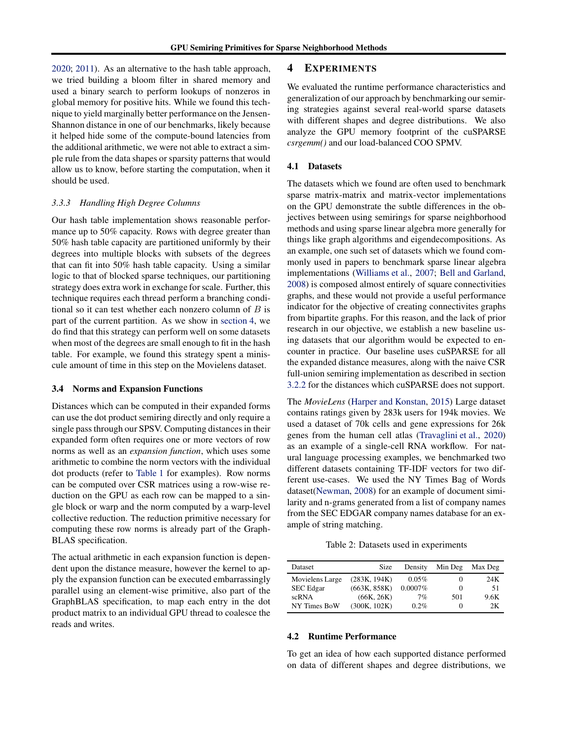2020; 2011). As an alternative to the hash table approach, we tried building a bloom filter in shared memory and used a binary search to perform lookups of nonzeros in global memory for positive hits. While we found this technique to yield marginally better performance on the Jensen-Shannon distance in one of our benchmarks, likely because it helped hide some of the compute-bound latencies from the additional arithmetic, we were not able to extract a simple rule from the data shapes or sparsity patterns that would allow us to know, before starting the computation, when it should be used.

#### *3.3.3 Handling High Degree Columns*

Our hash table implementation shows reasonable performance up to 50% capacity. Rows with degree greater than 50% hash table capacity are partitioned uniformly by their degrees into multiple blocks with subsets of the degrees that can fit into 50% hash table capacity. Using a similar logic to that of blocked sparse techniques, our partitioning strategy does extra work in exchange for scale. Further, this technique requires each thread perform a branching conditional so it can test whether each nonzero column of $B$ is part of the current partition. As we show in section 4, we do find that this strategy can perform well on some datasets when most of the degrees are small enough to fit in the hash table. For example, we found this strategy spent a miniscule amount of time in this step on the Movielens dataset.

### 3.4 Norms and Expansion Functions

Distances which can be computed in their expanded forms can use the dot product semiring directly and only require a single pass through our SPSV. Computing distances in their expanded form often requires one or more vectors of row norms as well as an *expansion function*, which uses some arithmetic to combine the norm vectors with the individual dot products (refer to Table 1 for examples). Row norms can be computed over CSR matrices using a row-wise reduction on the GPU as each row can be mapped to a single block or warp and the norm computed by a warp-level collective reduction. The reduction primitive necessary for computing these row norms is already part of the GraphBLAS specification.

The actual arithmetic in each expansion function is dependent upon the distance measure, however the kernel to apply the expansion function can be executed embarrassingly parallel using an element-wise primitive, also part of the GraphBLAS specification, to map each entry in the dot product matrix to an individual GPU thread to coalesce the reads and writes.

## 4 Experiments

We evaluated the runtime performance characteristics and generalization of our approach by benchmarking our semiring strategies against several real-world sparse datasets with different shapes and degree distributions. We also analyze the GPU memory footprint of the cuSPARSE *csrgemm()* and our load-balanced COO SPMV.

### 4.1 Datasets

The datasets which we found are often used to benchmark sparse matrix-matrix and matrix-vector implementations on the GPU demonstrate the subtle differences in the objectives between using semirings for sparse neighborhood methods and using sparse linear algebra more generally for things like graph algorithms and eigendecompositions. As an example, one such set of datasets which we found commonly used in papers to benchmark sparse linear algebra implementations (Williams et al., 2007; Bell and Garland, 2008) is composed almost entirely of square connectivities graphs, and these would not provide a useful performance indicator for the objective of creating connectivites graphs from bipartite graphs. For this reason, and the lack of prior research in our objective, we establish a new baseline using datasets that our algorithm would be expected to encounter in practice. Our baseline uses cuSPARSE for all the expanded distance measures, along with the naive CSR full-union semiring implementation as described in section 3.2.2 for the distances which cuSPARSE does not support.

The *MovieLens* (Harper and Konstan, 2015) Large dataset contains ratings given by 283k users for 194k movies. We used a dataset of 70k cells and gene expressions for 26k genes from the human cell atlas (Travaglini et al., 2020) as an example of a single-cell RNA workflow. For natural language processing examples, we benchmarked two different datasets containing TF-IDF vectors for two different use-cases. We used the NY Times Bag of Words dataset(Newman, 2008) for an example of document similarity and n-grams generated from a list of company names from the SEC EDGAR company names database for an example of string matching.

Table 2: Datasets used in experiments

| Dataset | Size | Density | Min Deg | Max Deg |
|---|---|---|---|---|
| Movielens Large | (283K, 194K) | 0.05% | 0 | 24K |
| SEC Edgar | (663K, 858K) | 0.0007% | 0 | 51 |
| scRNA | (66K, 26K) | 7% | 501 | 9.6K |
| NY Times BoW | (300K, 102K) | 0.2% | 0 | 2K |

### 4.2 Runtime Performance

To get an idea of how each supported distance performed on data of different shapes and degree distributions, we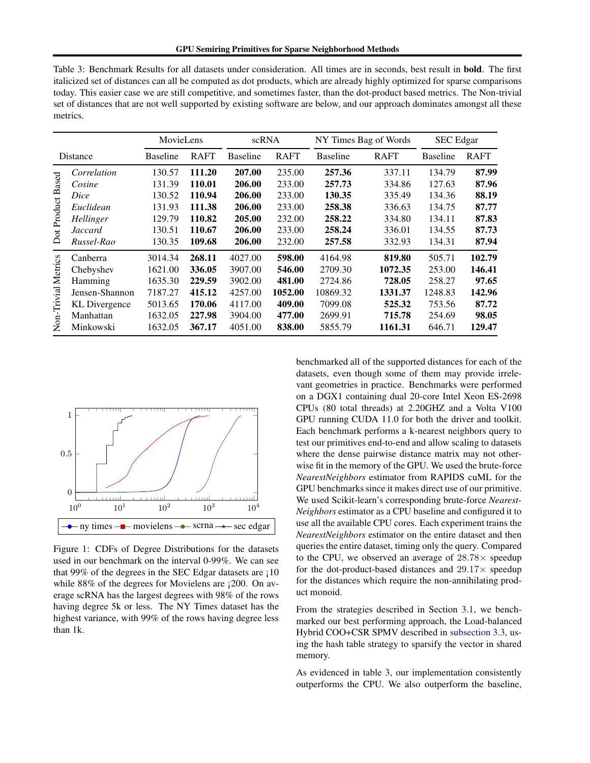Table 3: Benchmark Results for all datasets under consideration. All times are in seconds, best result in **bold**. The first italicized set of distances can all be computed as dot products, which are already highly optimized for sparse comparisons today. This easier case we are still competitive, and sometimes faster, than the dot-product based metrics. The Non-trivial set of distances that are not well supported by existing software are below, and our approach dominates amongst all these metrics.

| | | MovieLens | | scRNA | | NY Times Bag of Words | | SEC Edgar | |
|---|---|---|---|---|---|---|---|---|---|
| | Distance | Baseline | RAFT | Baseline | RAFT | Baseline | RAFT | Baseline | RAFT |
| Dot Product Based | *Correlation* | 130.57 | **111.20** | **207.00** | 235.00 | **257.36** | 337.11 | 134.79 | **87.99** |
| | *Cosine* | 131.39 | **110.01** | **206.00** | 233.00 | **257.73** | 334.86 | 127.63 | **87.96** |
| | *Dice* | 130.52 | **110.94** | **206.00** | 233.00 | **130.35** | 335.49 | 134.36 | **88.19** |
| | *Euclidean* | 131.93 | **111.38** | **206.00** | 233.00 | **258.38** | 336.63 | 134.75 | **87.77** |
| | *Hellinger* | 129.79 | **110.82** | **205.00** | 232.00 | **258.22** | 334.80 | 134.11 | **87.83** |
| | *Jaccard* | 130.51 | **110.67** | **206.00** | 233.00 | **258.24** | 336.01 | 134.55 | **87.73** |
| | *Russel-Rao* | 130.35 | **109.68** | **206.00** | 232.00 | **257.58** | 332.93 | 134.31 | **87.94** |
| Non-Trivial Metrics | Canberra | 3014.34 | **268.11** | 4027.00 | **598.00** | 4164.98 | **819.80** | 505.71 | **102.79** |
| | Chebyshev | 1621.00 | **336.05** | 3907.00 | **546.00** | 2709.30 | **1072.35** | 253.00 | **146.41** |
| | Hamming | 1635.30 | **229.59** | 3902.00 | **481.00** | 2724.86 | **728.05** | 258.27 | **97.65** |
| | Jensen-Shannon | 7187.27 | **415.12** | 4257.00 | **1052.00** | 10869.32 | **1331.37** | 1248.83 | **142.96** |
| | KL Divergence | 5013.65 | **170.06** | 4117.00 | **409.00** | 7099.08 | **525.32** | 753.56 | **87.72** |
| | Manhattan | 1632.05 | **227.98** | 3904.00 | **477.00** | 2699.91 | **715.78** | 254.69 | **98.05** |
| | Minkowski | 1632.05 | **367.17** | 4051.00 | **838.00** | 5855.79 | **1161.31** | 646.71 | **129.47** |

Figure 1: CDFs of Degree Distributions for the datasets used in our benchmark on the interval 0-99%. We can see that 99% of the degrees in the SEC Edgar datasets are ¡10 while 88% of the degrees for Movielens are ¡200. On average scRNA has the largest degrees with 98% of the rows having degree 5k or less. The NY Times dataset has the highest variance, with 99% of the rows having degree less than 1k.

benchmarked all of the supported distances for each of the datasets, even though some of them may provide irrelevant geometries in practice. Benchmarks were performed on a DGX1 containing dual 20-core Intel Xeon ES-2698 CPUs (80 total threads) at 2.20GHZ and a Volta V100 GPU running CUDA 11.0 for both the driver and toolkit. Each benchmark performs a k-nearest neighbors query to test our primitives end-to-end and allow scaling to datasets where the dense pairwise distance matrix may not otherwise fit in the memory of the GPU. We used the brute-force *NearestNeighbors* estimator from RAPIDS cuML for the GPU benchmarks since it makes direct use of our primitive. We used Scikit-learn's corresponding brute-force *NearestNeighbors* estimator as a CPU baseline and configured it to use all the available CPU cores. Each experiment trains the *NearestNeighbors* estimator on the entire dataset and then queries the entire dataset, timing only the query. Compared to the CPU, we observed an average of $28.78\times$ speedup for the dot-product-based distances and $29.17\times$ speedup for the distances which require the non-annihilating product monoid.

From the strategies described in Section 3.1, we benchmarked our best performing approach, the Load-balanced Hybrid COO+CSR SPMV described in subsection 3.3, using the hash table strategy to sparsify the vector in shared memory.

As evidenced in table 3, our implementation consistently outperforms the CPU. We also outperform the baseline,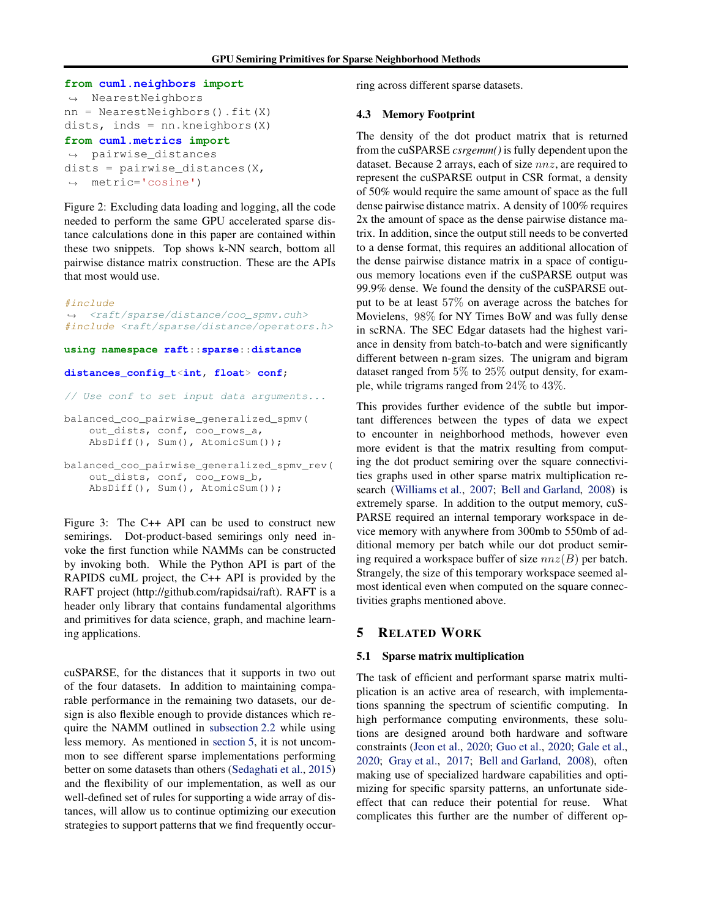```python
from cuml.neighbors import NearestNeighbors
nn = NearestNeighbors().fit(X)
dists, inds = nn.kneighbors(X)
from cuml.metrics import pairwise_distances
dists = pairwise_distances(X, metric='cosine')
```

Figure 2: Excluding data loading and logging, all the code needed to perform the same GPU accelerated sparse distance calculations done in this paper are contained within these two snippets. Top shows k-NN search, bottom all pairwise distance matrix construction. These are the APIs that most would use.

```cpp
#include <raft/sparse/distance/coo_spmv.cuh>
#include <raft/sparse/distance/operators.h>

using namespace raft::sparse::distance

distances_config_t<int, float> conf;

// Use conf to set input data arguments...

balanced_coo_pairwise_generalized_spmv(
    out_dists, conf, coo_rows_a,
    AbsDiff(), Sum(), AtomicSum());

balanced_coo_pairwise_generalized_spmv_rev(
    out_dists, conf, coo_rows_b,
    AbsDiff(), Sum(), AtomicSum());
```

Figure 3: The C++ API can be used to construct new semirings. Dot-product-based semirings only need invoke the first function while NAMMs can be constructed by invoking both. While the Python API is part of the RAPIDS cuML project, the C++ API is provided by the RAFT project (http://github.com/rapidsai/raft). RAFT is a header only library that contains fundamental algorithms and primitives for data science, graph, and machine learning applications.

cuSPARSE, for the distances that it supports in two out of the four datasets. In addition to maintaining comparable performance in the remaining two datasets, our design is also flexible enough to provide distances which require the NAMM outlined in subsection 2.2 while using less memory. As mentioned in section 5, it is not uncommon to see different sparse implementations performing better on some datasets than others (Sedaghati et al., 2015) and the flexibility of our implementation, as well as our well-defined set of rules for supporting a wide array of distances, will allow us to continue optimizing our execution strategies to support patterns that we find frequently occurring across different sparse datasets.

### 4.3 Memory Footprint

The density of the dot product matrix that is returned from the cuSPARSE *csrgemm()* is fully dependent upon the dataset. Because 2 arrays, each of size $nnz$, are required to represent the cuSPARSE output in CSR format, a density of 50% would require the same amount of space as the full dense pairwise distance matrix. A density of 100% requires 2x the amount of space as the dense pairwise distance matrix. In addition, since the output still needs to be converted to a dense format, this requires an additional allocation of the dense pairwise distance matrix in a space of contiguous memory locations even if the cuSPARSE output was 99.9% dense. We found the density of the cuSPARSE output to be at least 57% on average across the batches for Movielens, 98% for NY Times BoW and was fully dense in scRNA. The SEC Edgar datasets had the highest variance in density from batch-to-batch and were significantly different between n-gram sizes. The unigram and bigram dataset ranged from 5% to 25% output density, for example, while trigrams ranged from 24% to 43%.

This provides further evidence of the subtle but important differences between the types of data we expect to encounter in neighborhood methods, however even more evident is that the matrix resulting from computing the dot product semiring over the square connectivities graphs used in other sparse matrix multiplication research (Williams et al., 2007; Bell and Garland, 2008) is extremely sparse. In addition to the output memory, cuSPARSE required an internal temporary workspace in device memory with anywhere from 300mb to 550mb of additional memory per batch while our dot product semiring required a workspace buffer of size $nnz(B)$ per batch. Strangely, the size of this temporary workspace seemed almost identical even when computed on the square connectivities graphs mentioned above.

## 5 Related Work

### 5.1 Sparse matrix multiplication

The task of efficient and performant sparse matrix multiplication is an active area of research, with implementations spanning the spectrum of scientific computing. In high performance computing environments, these solutions are designed around both hardware and software constraints (Jeon et al., 2020; Guo et al., 2020; Gale et al., 2020; Gray et al., 2017; Bell and Garland, 2008), often making use of specialized hardware capabilities and optimizing for specific sparsity patterns, an unfortunate side-effect that can reduce their potential for reuse. What complicates this further are the number of different op-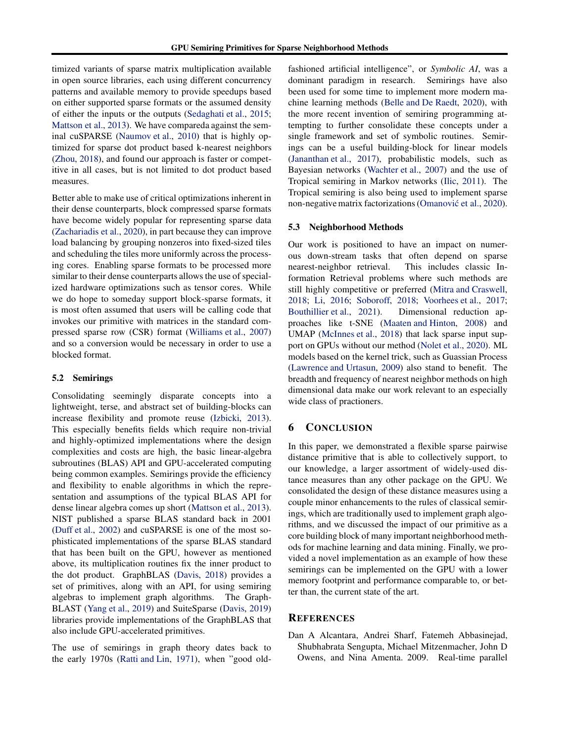timized variants of sparse matrix multiplication available in open source libraries, each using different concurrency patterns and available memory to provide speedups based on either supported sparse formats or the assumed density of either the inputs or the outputs (Sedaghati et al., 2015; Mattson et al., 2013). We have compareda against the seminal cuSPARSE (Naumov et al., 2010) that is highly optimized for sparse dot product based k-nearest neighbors (Zhou, 2018), and found our approach is faster or competitive in all cases, but is not limited to dot product based measures.

Better able to make use of critical optimizations inherent in their dense counterparts, block compressed sparse formats have become widely popular for representing sparse data (Zachariadis et al., 2020), in part because they can improve load balancing by grouping nonzeros into fixed-sized tiles and scheduling the tiles more uniformly across the processing cores. Enabling sparse formats to be processed more similar to their dense counterparts allows the use of specialized hardware optimizations such as tensor cores. While we do hope to someday support block-sparse formats, it is most often assumed that users will be calling code that invokes our primitive with matrices in the standard compressed sparse row (CSR) format (Williams et al., 2007) and so a conversion would be necessary in order to use a blocked format.

### 5.2 Semirings

Consolidating seemingly disparate concepts into a lightweight, terse, and abstract set of building-blocks can increase flexibility and promote reuse (Izbicki, 2013). This especially benefits fields which require non-trivial and highly-optimized implementations where the design complexities and costs are high, the basic linear-algebra subroutines (BLAS) API and GPU-accelerated computing being common examples. Semirings provide the efficiency and flexibility to enable algorithms in which the representation and assumptions of the typical BLAS API for dense linear algebra comes up short (Mattson et al., 2013). NIST published a sparse BLAS standard back in 2001 (Duff et al., 2002) and cuSPARSE is one of the most sophisticated implementations of the sparse BLAS standard that has been built on the GPU, however as mentioned above, its multiplication routines fix the inner product to the dot product. GraphBLAS (Davis, 2018) provides a set of primitives, along with an API, for using semiring algebras to implement graph algorithms. The GraphBLAST (Yang et al., 2019) and SuiteSparse (Davis, 2019) libraries provide implementations of the GraphBLAS that also include GPU-accelerated primitives.

The use of semirings in graph theory dates back to the early 1970s (Ratti and Lin, 1971), when "good old-fashioned artificial intelligence", or *Symbolic AI*, was a dominant paradigm in research. Semirings have also been used for some time to implement more modern machine learning methods (Belle and De Raedt, 2020), with the more recent invention of semiring programming attempting to further consolidate these concepts under a single framework and set of symbolic routines. Semirings can be a useful building-block for linear models (Jananthan et al., 2017), probabilistic models, such as Bayesian networks (Wachter et al., 2007) and the use of Tropical semiring in Markov networks (Ilic, 2011). The Tropical semiring is also being used to implement sparse non-negative matrix factorizations (Omanović et al., 2020).

### 5.3 Neighborhood Methods

Our work is positioned to have an impact on numerous down-stream tasks that often depend on sparse nearest-neighbor retrieval. This includes classic Information Retrieval problems where such methods are still highly competitive or preferred (Mitra and Craswell, 2018; Li, 2016; Soboroff, 2018; Voorhees et al., 2017; Bouthillier et al., 2021). Dimensional reduction approaches like t-SNE (Maaten and Hinton, 2008) and UMAP (McInnes et al., 2018) that lack sparse input support on GPUs without our method (Nolet et al., 2020). ML models based on the kernel trick, such as Guassian Process (Lawrence and Urtasun, 2009) also stand to benefit. The breadth and frequency of nearest neighbor methods on high dimensional data make our work relevant to an especially wide class of practioners.

## 6 Conclusion

In this paper, we demonstrated a flexible sparse pairwise distance primitive that is able to collectively support, to our knowledge, a larger assortment of widely-used distance measures than any other package on the GPU. We consolidated the design of these distance measures using a couple minor enhancements to the rules of classical semirings, which are traditionally used to implement graph algorithms, and we discussed the impact of our primitive as a core building block of many important neighborhood methods for machine learning and data mining. Finally, we provided a novel implementation as an example of how these semirings can be implemented on the GPU with a lower memory footprint and performance comparable to, or better than, the current state of the art.

## References

Dan A Alcantara, Andrei Sharf, Fatemeh Abbasinejad, Shubhabrata Sengupta, Michael Mitzenmacher, John D Owens, and Nina Amenta. 2009. Real-time parallel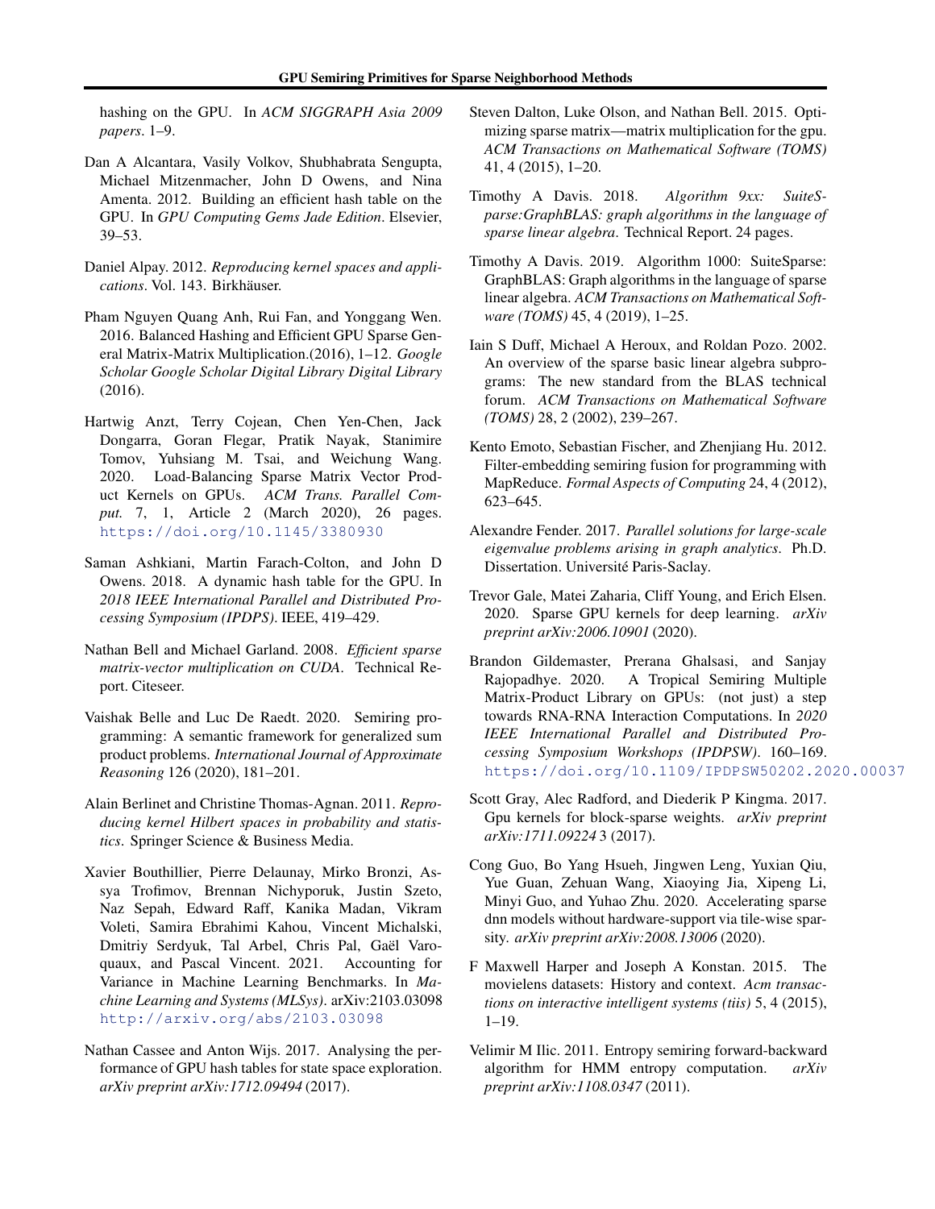hashing on the GPU. In *ACM SIGGRAPH Asia 2009 papers*. 1–9.

Dan A Alcantara, Vasily Volkov, Shubhabrata Sengupta, Michael Mitzenmacher, John D Owens, and Nina Amenta. 2012. Building an efficient hash table on the GPU. In *GPU Computing Gems Jade Edition*. Elsevier, 39–53.

Daniel Alpay. 2012. *Reproducing kernel spaces and applications*. Vol. 143. Birkhäuser.

Pham Nguyen Quang Anh, Rui Fan, and Yonggang Wen. 2016. Balanced Hashing and Efficient GPU Sparse General Matrix-Matrix Multiplication.(2016), 1–12. *Google Scholar Google Scholar Digital Library Digital Library* (2016).

Hartwig Anzt, Terry Cojean, Chen Yen-Chen, Jack Dongarra, Goran Flegar, Pratik Nayak, Stanimire Tomov, Yuhsiang M. Tsai, and Weichung Wang. 2020. Load-Balancing Sparse Matrix Vector Product Kernels on GPUs. *ACM Trans. Parallel Comput.* 7, 1, Article 2 (March 2020), 26 pages. https://doi.org/10.1145/3380930

Saman Ashkiani, Martin Farach-Colton, and John D Owens. 2018. A dynamic hash table for the GPU. In *2018 IEEE International Parallel and Distributed Processing Symposium (IPDPS)*. IEEE, 419–429.

Nathan Bell and Michael Garland. 2008. *Efficient sparse matrix-vector multiplication on CUDA*. Technical Report. Citeseer.

Vaishak Belle and Luc De Raedt. 2020. Semiring programming: A semantic framework for generalized sum product problems. *International Journal of Approximate Reasoning* 126 (2020), 181–201.

Alain Berlinet and Christine Thomas-Agnan. 2011. *Reproducing kernel Hilbert spaces in probability and statistics*. Springer Science & Business Media.

Xavier Bouthillier, Pierre Delaunay, Mirko Bronzi, Assya Trofimov, Brennan Nichyporuk, Justin Szeto, Naz Sepah, Edward Raff, Kanika Madan, Vikram Voleti, Samira Ebrahimi Kahou, Vincent Michalski, Dmitriy Serdyuk, Tal Arbel, Chris Pal, Gaël Varoquaux, and Pascal Vincent. 2021. Accounting for Variance in Machine Learning Benchmarks. In *Machine Learning and Systems (MLSys)*. arXiv:2103.03098 http://arxiv.org/abs/2103.03098

Nathan Cassee and Anton Wijs. 2017. Analysing the performance of GPU hash tables for state space exploration. *arXiv preprint arXiv:1712.09494* (2017).

Steven Dalton, Luke Olson, and Nathan Bell. 2015. Optimizing sparse matrix—matrix multiplication for the gpu. *ACM Transactions on Mathematical Software (TOMS)* 41, 4 (2015), 1–20.

Timothy A Davis. 2018. *Algorithm 9xx: SuiteSparse:GraphBLAS: graph algorithms in the language of sparse linear algebra*. Technical Report. 24 pages.

Timothy A Davis. 2019. Algorithm 1000: SuiteSparse: GraphBLAS: Graph algorithms in the language of sparse linear algebra. *ACM Transactions on Mathematical Software (TOMS)* 45, 4 (2019), 1–25.

Iain S Duff, Michael A Heroux, and Roldan Pozo. 2002. An overview of the sparse basic linear algebra subprograms: The new standard from the BLAS technical forum. *ACM Transactions on Mathematical Software (TOMS)* 28, 2 (2002), 239–267.

Kento Emoto, Sebastian Fischer, and Zhenjiang Hu. 2012. Filter-embedding semiring fusion for programming with MapReduce. *Formal Aspects of Computing* 24, 4 (2012), 623–645.

Alexandre Fender. 2017. *Parallel solutions for large-scale eigenvalue problems arising in graph analytics*. Ph.D. Dissertation. Université Paris-Saclay.

Trevor Gale, Matei Zaharia, Cliff Young, and Erich Elsen. 2020. Sparse GPU kernels for deep learning. *arXiv preprint arXiv:2006.10901* (2020).

Brandon Gildemaster, Prerana Ghalsasi, and Sanjay Rajopadhye. 2020. A Tropical Semiring Multiple Matrix-Product Library on GPUs: (not just) a step towards RNA-RNA Interaction Computations. In *2020 IEEE International Parallel and Distributed Processing Symposium Workshops (IPDPSW)*. 160–169. https://doi.org/10.1109/IPDPSW50202.2020.00037

Scott Gray, Alec Radford, and Diederik P Kingma. 2017. Gpu kernels for block-sparse weights. *arXiv preprint arXiv:1711.09224* 3 (2017).

Cong Guo, Bo Yang Hsueh, Jingwen Leng, Yuxian Qiu, Yue Guan, Zehuan Wang, Xiaoying Jia, Xipeng Li, Minyi Guo, and Yuhao Zhu. 2020. Accelerating sparse dnn models without hardware-support via tile-wise sparsity. *arXiv preprint arXiv:2008.13006* (2020).

F Maxwell Harper and Joseph A Konstan. 2015. The movielens datasets: History and context. *Acm transactions on interactive intelligent systems (tiis)* 5, 4 (2015), 1–19.

Velimir M Ilic. 2011. Entropy semiring forward-backward algorithm for HMM entropy computation. *arXiv preprint arXiv:1108.0347* (2011).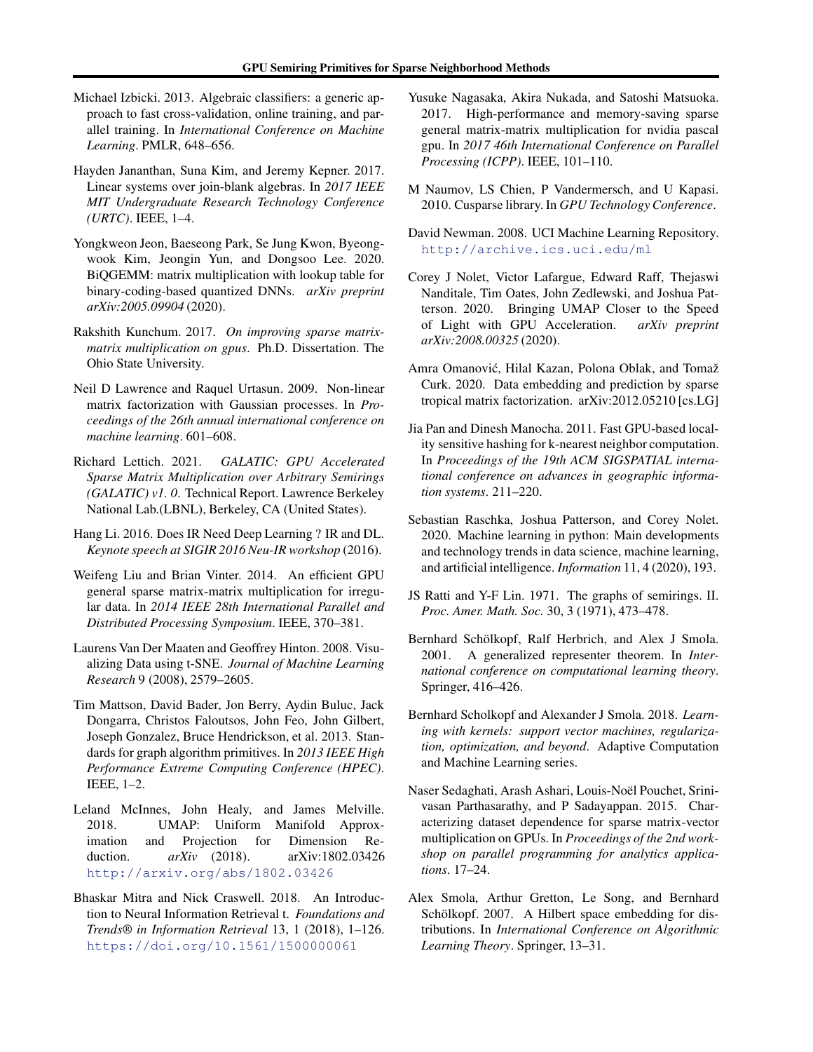Michael Izbicki. 2013. Algebraic classifiers: a generic approach to fast cross-validation, online training, and parallel training. In *International Conference on Machine Learning*. PMLR, 648–656.

Hayden Jananthan, Suna Kim, and Jeremy Kepner. 2017. Linear systems over join-blank algebras. In *2017 IEEE MIT Undergraduate Research Technology Conference (URTC)*. IEEE, 1–4.

Yongkweon Jeon, Baeseong Park, Se Jung Kwon, Byeongwook Kim, Jeongin Yun, and Dongsoo Lee. 2020. BiQGEMM: matrix multiplication with lookup table for binary-coding-based quantized DNNs. *arXiv preprint arXiv:2005.09904* (2020).

Rakshith Kunchum. 2017. *On improving sparse matrix-matrix multiplication on gpus*. Ph.D. Dissertation. The Ohio State University.

Neil D Lawrence and Raquel Urtasun. 2009. Non-linear matrix factorization with Gaussian processes. In *Proceedings of the 26th annual international conference on machine learning*. 601–608.

Richard Lettich. 2021. *GALATIC: GPU Accelerated Sparse Matrix Multiplication over Arbitrary Semirings (GALATIC) v1. 0*. Technical Report. Lawrence Berkeley National Lab.(LBNL), Berkeley, CA (United States).

Hang Li. 2016. Does IR Need Deep Learning ? IR and DL. *Keynote speech at SIGIR 2016 Neu-IR workshop* (2016).

Weifeng Liu and Brian Vinter. 2014. An efficient GPU general sparse matrix-matrix multiplication for irregular data. In *2014 IEEE 28th International Parallel and Distributed Processing Symposium*. IEEE, 370–381.

Laurens Van Der Maaten and Geoffrey Hinton. 2008. Visualizing Data using t-SNE. *Journal of Machine Learning Research* 9 (2008), 2579–2605.

Tim Mattson, David Bader, Jon Berry, Aydin Buluc, Jack Dongarra, Christos Faloutsos, John Feo, John Gilbert, Joseph Gonzalez, Bruce Hendrickson, et al. 2013. Standards for graph algorithm primitives. In *2013 IEEE High Performance Extreme Computing Conference (HPEC)*. IEEE, 1–2.

Leland McInnes, John Healy, and James Melville. 2018. UMAP: Uniform Manifold Approximation and Projection for Dimension Reduction. *arXiv* (2018). arXiv:1802.03426 http://arxiv.org/abs/1802.03426

Bhaskar Mitra and Nick Craswell. 2018. An Introduction to Neural Information Retrieval t. *Foundations and Trends® in Information Retrieval* 13, 1 (2018), 1–126. https://doi.org/10.1561/1500000061

Yusuke Nagasaka, Akira Nukada, and Satoshi Matsuoka. 2017. High-performance and memory-saving sparse general matrix-matrix multiplication for nvidia pascal gpu. In *2017 46th International Conference on Parallel Processing (ICPP)*. IEEE, 101–110.

M Naumov, LS Chien, P Vandermersch, and U Kapasi. 2010. Cusparse library. In *GPU Technology Conference*.

David Newman. 2008. UCI Machine Learning Repository. http://archive.ics.uci.edu/ml

Corey J Nolet, Victor Lafargue, Edward Raff, Thejaswi Nanditale, Tim Oates, John Zedlewski, and Joshua Patterson. 2020. Bringing UMAP Closer to the Speed of Light with GPU Acceleration. *arXiv preprint arXiv:2008.00325* (2020).

Amra Omanović, Hilal Kazan, Polona Oblak, and Tomaž Curk. 2020. Data embedding and prediction by sparse tropical matrix factorization. arXiv:2012.05210 [cs.LG]

Jia Pan and Dinesh Manocha. 2011. Fast GPU-based locality sensitive hashing for k-nearest neighbor computation. In *Proceedings of the 19th ACM SIGSPATIAL international conference on advances in geographic information systems*. 211–220.

Sebastian Raschka, Joshua Patterson, and Corey Nolet. 2020. Machine learning in python: Main developments and technology trends in data science, machine learning, and artificial intelligence. *Information* 11, 4 (2020), 193.

JS Ratti and Y-F Lin. 1971. The graphs of semirings. II. *Proc. Amer. Math. Soc.* 30, 3 (1971), 473–478.

Bernhard Schölkopf, Ralf Herbrich, and Alex J Smola. 2001. A generalized representer theorem. In *International conference on computational learning theory*. Springer, 416–426.

Bernhard Scholkopf and Alexander J Smola. 2018. *Learning with kernels: support vector machines, regularization, optimization, and beyond*. Adaptive Computation and Machine Learning series.

Naser Sedaghati, Arash Ashari, Louis-Noël Pouchet, Srinivasan Parthasarathy, and P Sadayappan. 2015. Characterizing dataset dependence for sparse matrix-vector multiplication on GPUs. In *Proceedings of the 2nd workshop on parallel programming for analytics applications*. 17–24.

Alex Smola, Arthur Gretton, Le Song, and Bernhard Schölkopf. 2007. A Hilbert space embedding for distributions. In *International Conference on Algorithmic Learning Theory*. Springer, 13–31.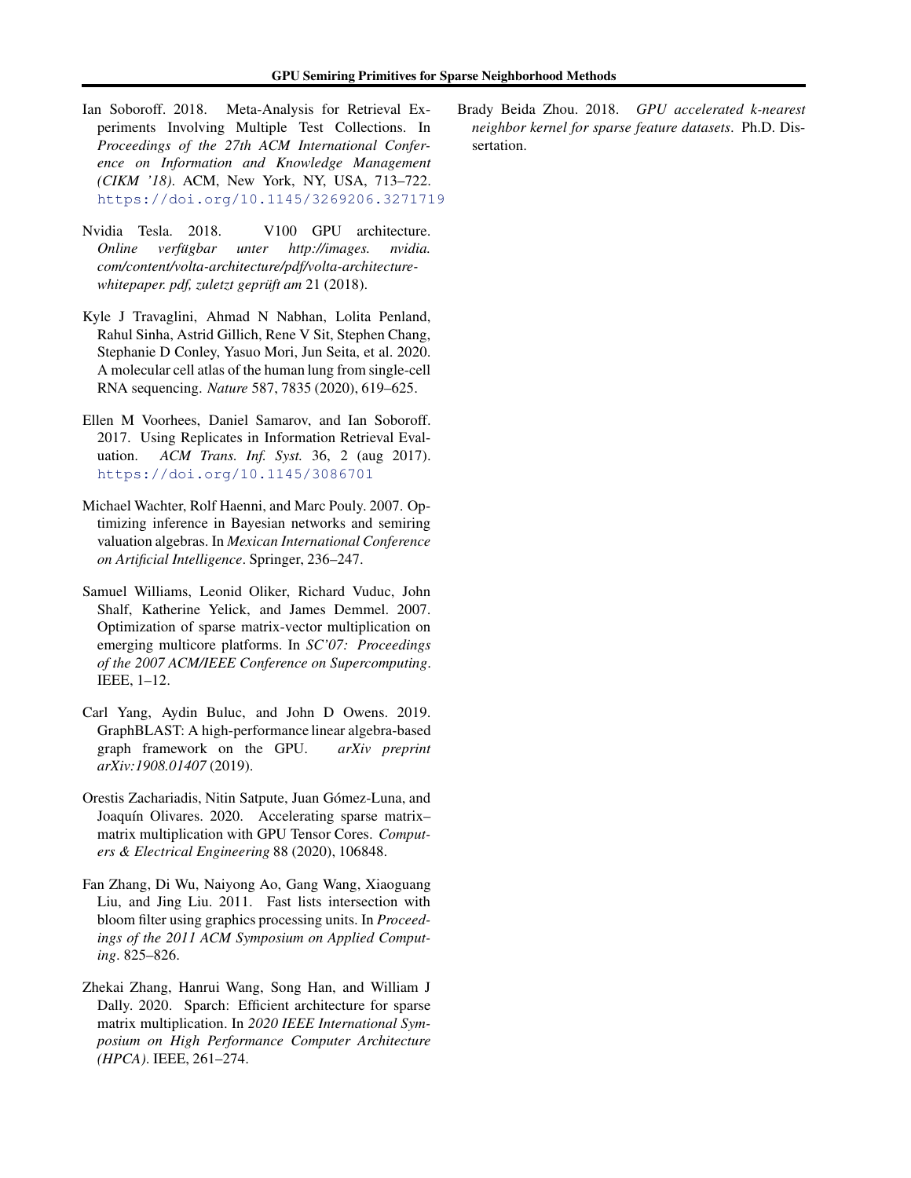Ian Soboroff. 2018. Meta-Analysis for Retrieval Experiments Involving Multiple Test Collections. In *Proceedings of the 27th ACM International Conference on Information and Knowledge Management (CIKM '18)*. ACM, New York, NY, USA, 713–722. https://doi.org/10.1145/3269206.3271719

Nvidia Tesla. 2018. V100 GPU architecture. *Online verfügbar unter http://images. nvidia. com/content/volta-architecture/pdf/volta-architecture-whitepaper. pdf, zuletzt geprüft am* 21 (2018).

Kyle J Travaglini, Ahmad N Nabhan, Lolita Penland, Rahul Sinha, Astrid Gillich, Rene V Sit, Stephen Chang, Stephanie D Conley, Yasuo Mori, Jun Seita, et al. 2020. A molecular cell atlas of the human lung from single-cell RNA sequencing. *Nature* 587, 7835 (2020), 619–625.

Ellen M Voorhees, Daniel Samarov, and Ian Soboroff. 2017. Using Replicates in Information Retrieval Evaluation. *ACM Trans. Inf. Syst.* 36, 2 (aug 2017). https://doi.org/10.1145/3086701

Michael Wachter, Rolf Haenni, and Marc Pouly. 2007. Optimizing inference in Bayesian networks and semiring valuation algebras. In *Mexican International Conference on Artificial Intelligence*. Springer, 236–247.

Samuel Williams, Leonid Oliker, Richard Vuduc, John Shalf, Katherine Yelick, and James Demmel. 2007. Optimization of sparse matrix-vector multiplication on emerging multicore platforms. In *SC'07: Proceedings of the 2007 ACM/IEEE Conference on Supercomputing*. IEEE, 1–12.

Carl Yang, Aydin Buluc, and John D Owens. 2019. GraphBLAST: A high-performance linear algebra-based graph framework on the GPU. *arXiv preprint arXiv:1908.01407* (2019).

Orestis Zachariadis, Nitin Satpute, Juan Gómez-Luna, and Joaquín Olivares. 2020. Accelerating sparse matrix–matrix multiplication with GPU Tensor Cores. *Computers & Electrical Engineering* 88 (2020), 106848.

Fan Zhang, Di Wu, Naiyong Ao, Gang Wang, Xiaoguang Liu, and Jing Liu. 2011. Fast lists intersection with bloom filter using graphics processing units. In *Proceedings of the 2011 ACM Symposium on Applied Computing*. 825–826.

Zhekai Zhang, Hanrui Wang, Song Han, and William J Dally. 2020. Sparch: Efficient architecture for sparse matrix multiplication. In *2020 IEEE International Symposium on High Performance Computer Architecture (HPCA)*. IEEE, 261–274.

Brady Beida Zhou. 2018. *GPU accelerated k-nearest neighbor kernel for sparse feature datasets*. Ph.D. Dissertation.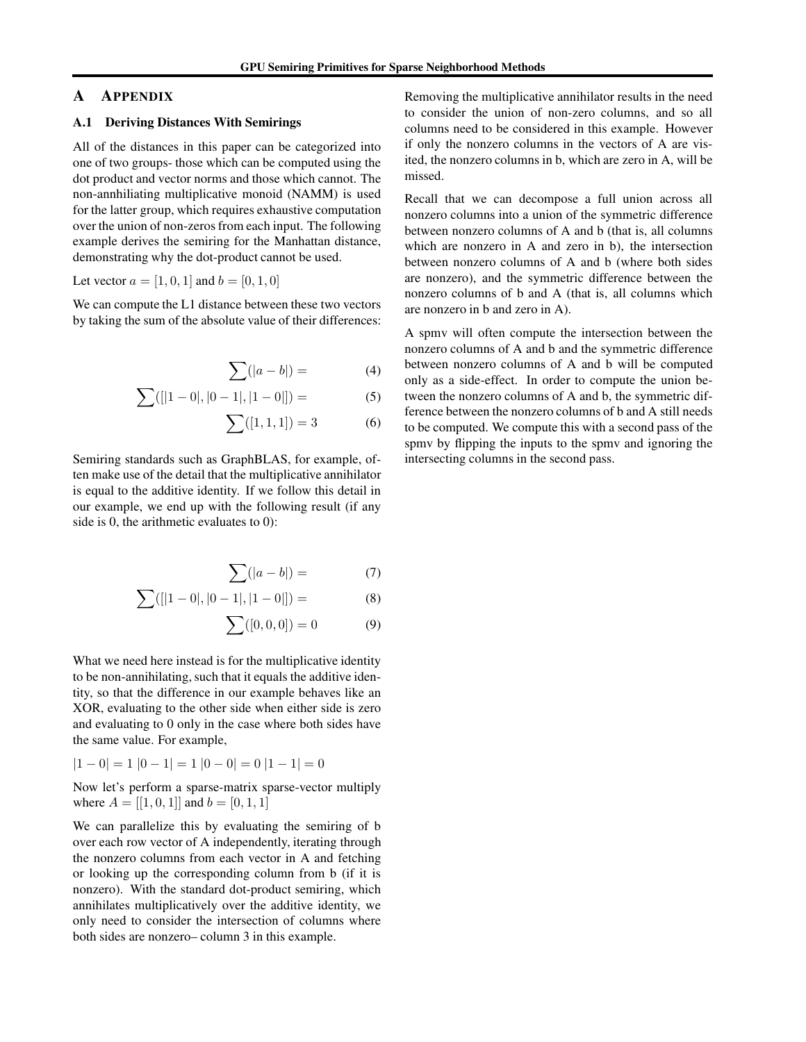# A APPENDIX

## A.1 Deriving Distances With Semirings

All of the distances in this paper can be categorized into one of two groups- those which can be computed using the dot product and vector norms and those which cannot. The non-annhiliating multiplicative monoid (NAMM) is used for the latter group, which requires exhaustive computation over the union of non-zeros from each input. The following example derives the semiring for the Manhattan distance, demonstrating why the dot-product cannot be used.

Let vector $a = [1, 0, 1]$ and $b = [0, 1, 0]$

We can compute the L1 distance between these two vectors by taking the sum of the absolute value of their differences:

$$\sum(|a - b|) = \tag{4}$$

$$\sum([|1 - 0|, |0 - 1|, |1 - 0|]) = \tag{5}$$

$$\sum([1, 1, 1]) = 3 \tag{6}$$

Semiring standards such as GraphBLAS, for example, often make use of the detail that the multiplicative annihilator is equal to the additive identity. If we follow this detail in our example, we end up with the following result (if any side is 0, the arithmetic evaluates to 0):

$$\sum(|a - b|) = \tag{7}$$

$$\sum([|1 - 0|, |0 - 1|, |1 - 0|]) = \tag{8}$$

$$\sum([0, 0, 0]) = 0 \tag{9}$$

What we need here instead is for the multiplicative identity to be non-annihilating, such that it equals the additive identity, so that the difference in our example behaves like an XOR, evaluating to the other side when either side is zero and evaluating to 0 only in the case where both sides have the same value. For example,

$|1 - 0| = 1$ $|0 - 1| = 1$ $|0 - 0| = 0$ $|1 - 1| = 0$

Now let's perform a sparse-matrix sparse-vector multiply where $A = [[1, 0, 1]]$ and $b = [0, 1, 1]$

We can parallelize this by evaluating the semiring of b over each row vector of A independently, iterating through the nonzero columns from each vector in A and fetching or looking up the corresponding column from b (if it is nonzero). With the standard dot-product semiring, which annihilates multiplicatively over the additive identity, we only need to consider the intersection of columns where both sides are nonzero– column 3 in this example.

Removing the multiplicative annihilator results in the need to consider the union of non-zero columns, and so all columns need to be considered in this example. However if only the nonzero columns in the vectors of A are visited, the nonzero columns in b, which are zero in A, will be missed.

Recall that we can decompose a full union across all nonzero columns into a union of the symmetric difference between nonzero columns of A and b (that is, all columns which are nonzero in A and zero in b), the intersection between nonzero columns of A and b (where both sides are nonzero), and the symmetric difference between the nonzero columns of b and A (that is, all columns which are nonzero in b and zero in A).

A spmv will often compute the intersection between the nonzero columns of A and b and the symmetric difference between nonzero columns of A and b will be computed only as a side-effect. In order to compute the union between the nonzero columns of A and b, the symmetric difference between the nonzero columns of b and A still needs to be computed. We compute this with a second pass of the spmv by flipping the inputs to the spmv and ignoring the intersecting columns in the second pass.